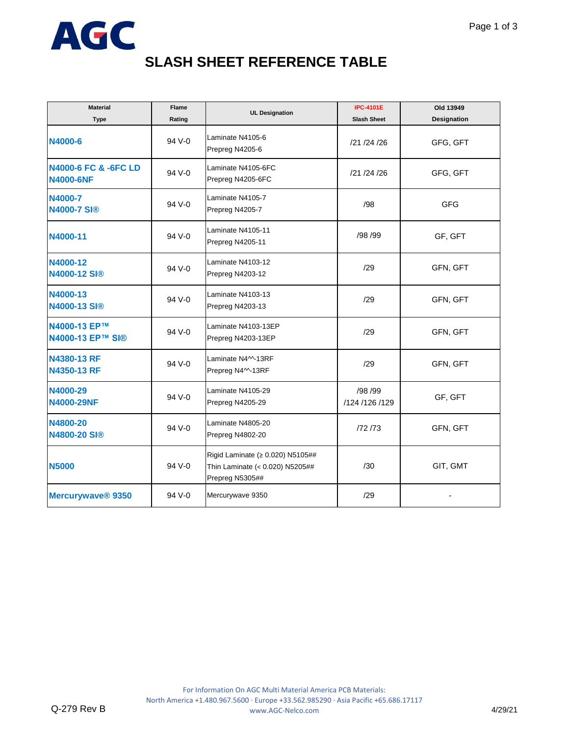AGC

# SLASH SHEET REFERENCE TABLE

| Material Type | Flame Rating | UL Designation | IPC-4101E Slash Sheet | Old 13949 Designation |
|---|---|---|---|---|
| **N4000-6** | 94 V-0 | Laminate N4105-6<br>Prepreg N4205-6 | /21 /24 /26 | GFG, GFT |
| **N4000-6 FC & -6FC LD**<br>**N4000-6NF** | 94 V-0 | Laminate N4105-6FC<br>Prepreg N4205-6FC | /21 /24 /26 | GFG, GFT |
| **N4000-7**<br>**N4000-7 SI®** | 94 V-0 | Laminate N4105-7<br>Prepreg N4205-7 | /98 | GFG |
| **N4000-11** | 94 V-0 | Laminate N4105-11<br>Prepreg N4205-11 | /98 /99 | GF, GFT |
| **N4000-12**<br>**N4000-12 SI®** | 94 V-0 | Laminate N4103-12<br>Prepreg N4203-12 | /29 | GFN, GFT |
| **N4000-13**<br>**N4000-13 SI®** | 94 V-0 | Laminate N4103-13<br>Prepreg N4203-13 | /29 | GFN, GFT |
| **N4000-13 EP™**<br>**N4000-13 EP™ SI®** | 94 V-0 | Laminate N4103-13EP<br>Prepreg N4203-13EP | /29 | GFN, GFT |
| **N4380-13 RF**<br>**N4350-13 RF** | 94 V-0 | Laminate N4^^-13RF<br>Prepreg N4^^-13RF | /29 | GFN, GFT |
| **N4000-29**<br>**N4000-29NF** | 94 V-0 | Laminate N4105-29<br>Prepreg N4205-29 | /98 /99<br>/124 /126 /129 | GF, GFT |
| **N4800-20**<br>**N4800-20 SI®** | 94 V-0 | Laminate N4805-20<br>Prepreg N4802-20 | /72 /73 | GFN, GFT |
| **N5000** | 94 V-0 | Rigid Laminate (≥ 0.020) N5105##<br>Thin Laminate (< 0.020) N5205##<br>Prepreg N5305## | /30 | GIT, GMT |
| **Mercurywave® 9350** | 94 V-0 | Mercurywave 9350 | /29 | - |

For Information On AGC Multi Material America PCB Materials:
North America +1.480.967.5600 · Europe +33.562.985290 · Asia Pacific +65.686.17117
www.AGC-Nelco.com

Q-279 Rev B

4/29/21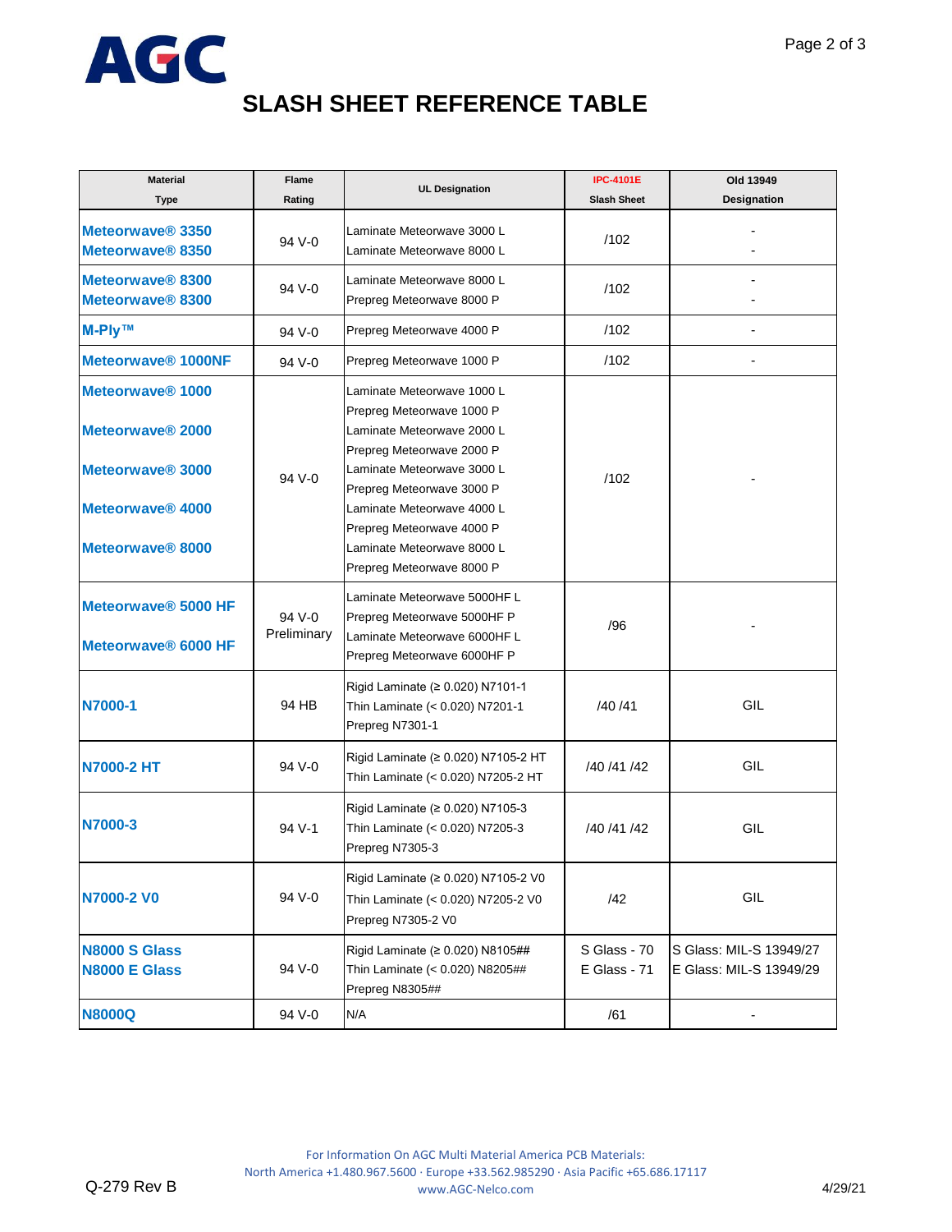# SLASH SHEET REFERENCE TABLE

| Material Type | Flame Rating | UL Designation | IPC-4101E Slash Sheet | Old 13949 Designation |
|---|---|---|---|---|
| Meteorwave® 3350<br>Meteorwave® 8350 | 94 V-0 | Laminate Meteorwave 3000 L<br>Laminate Meteorwave 8000 L | /102 | -<br>- |
| Meteorwave® 8300<br>Meteorwave® 8300 | 94 V-0 | Laminate Meteorwave 8000 L<br>Prepreg Meteorwave 8000 P | /102 | -<br>- |
| M-Ply™ | 94 V-0 | Prepreg Meteorwave 4000 P | /102 | - |
| Meteorwave® 1000NF | 94 V-0 | Prepreg Meteorwave 1000 P | /102 | - |
| Meteorwave® 1000<br>Meteorwave® 2000<br>Meteorwave® 3000<br>Meteorwave® 4000<br>Meteorwave® 8000 | 94 V-0 | Laminate Meteorwave 1000 L<br>Prepreg Meteorwave 1000 P<br>Laminate Meteorwave 2000 L<br>Prepreg Meteorwave 2000 P<br>Laminate Meteorwave 3000 L<br>Prepreg Meteorwave 3000 P<br>Laminate Meteorwave 4000 L<br>Prepreg Meteorwave 4000 P<br>Laminate Meteorwave 8000 L<br>Prepreg Meteorwave 8000 P | /102 | - |
| Meteorwave® 5000 HF<br>Meteorwave® 6000 HF | 94 V-0 Preliminary | Laminate Meteorwave 5000HF L<br>Prepreg Meteorwave 5000HF P<br>Laminate Meteorwave 6000HF L<br>Prepreg Meteorwave 6000HF P | /96 | - |
| N7000-1 | 94 HB | Rigid Laminate (≥ 0.020) N7101-1<br>Thin Laminate (< 0.020) N7201-1<br>Prepreg N7301-1 | /40 /41 | GIL |
| N7000-2 HT | 94 V-0 | Rigid Laminate (≥ 0.020) N7105-2 HT<br>Thin Laminate (< 0.020) N7205-2 HT | /40 /41 /42 | GIL |
| N7000-3 | 94 V-1 | Rigid Laminate (≥ 0.020) N7105-3<br>Thin Laminate (< 0.020) N7205-3<br>Prepreg N7305-3 | /40 /41 /42 | GIL |
| N7000-2 V0 | 94 V-0 | Rigid Laminate (≥ 0.020) N7105-2 V0<br>Thin Laminate (< 0.020) N7205-2 V0<br>Prepreg N7305-2 V0 | /42 | GIL |
| N8000 S Glass<br>N8000 E Glass | 94 V-0 | Rigid Laminate (≥ 0.020) N8105##<br>Thin Laminate (< 0.020) N8205##<br>Prepreg N8305## | S Glass - 70<br>E Glass - 71 | S Glass: MIL-S 13949/27<br>E Glass: MIL-S 13949/29 |
| N8000Q | 94 V-0 | N/A | /61 | - |

For Information On AGC Multi Material America PCB Materials:
North America +1.480.967.5600 · Europe +33.562.985290 · Asia Pacific +65.686.17117
www.AGC-Nelco.com

Q-279 Rev B 4/29/21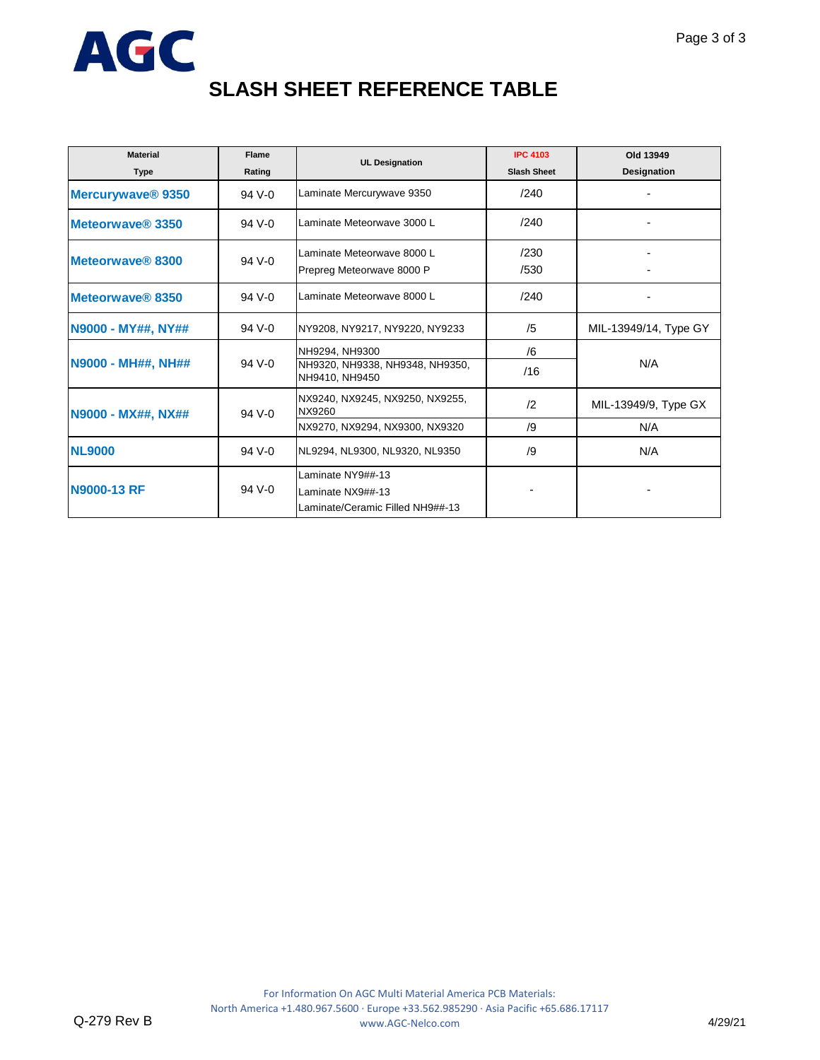# SLASH SHEET REFERENCE TABLE

| Material Type | Flame Rating | UL Designation | IPC 4103 Slash Sheet | Old 13949 Designation |
|---|---|---|---|---|
| **Mercurywave® 9350** | 94 V-0 | Laminate Mercurywave 9350 | /240 | - |
| **Meteorwave® 3350** | 94 V-0 | Laminate Meteorwave 3000 L | /240 | - |
| **Meteorwave® 8300** | 94 V-0 | Laminate Meteorwave 8000 L | /230 | - |
| | | Prepreg Meteorwave 8000 P | /530 | - |
| **Meteorwave® 8350** | 94 V-0 | Laminate Meteorwave 8000 L | /240 | - |
| **N9000 - MY##, NY##** | 94 V-0 | NY9208, NY9217, NY9220, NY9233 | /5 | MIL-13949/14, Type GY |
| **N9000 - MH##, NH##** | 94 V-0 | NH9294, NH9300 | /6 | N/A |
| | | NH9320, NH9338, NH9348, NH9350, NH9410, NH9450 | /16 | |
| **N9000 - MX##, NX##** | 94 V-0 | NX9240, NX9245, NX9250, NX9255, NX9260 | /2 | MIL-13949/9, Type GX |
| | | NX9270, NX9294, NX9300, NX9320 | /9 | N/A |
| **NL9000** | 94 V-0 | NL9294, NL9300, NL9320, NL9350 | /9 | N/A |
| **N9000-13 RF** | 94 V-0 | Laminate NY9##-13<br>Laminate NX9##-13<br>Laminate/Ceramic Filled NH9##-13 | - | - |

For Information On AGC Multi Material America PCB Materials:
North America +1.480.967.5600 · Europe +33.562.985290 · Asia Pacific +65.686.17117
www.AGC-Nelco.com

Q-279 Rev B

4/29/21